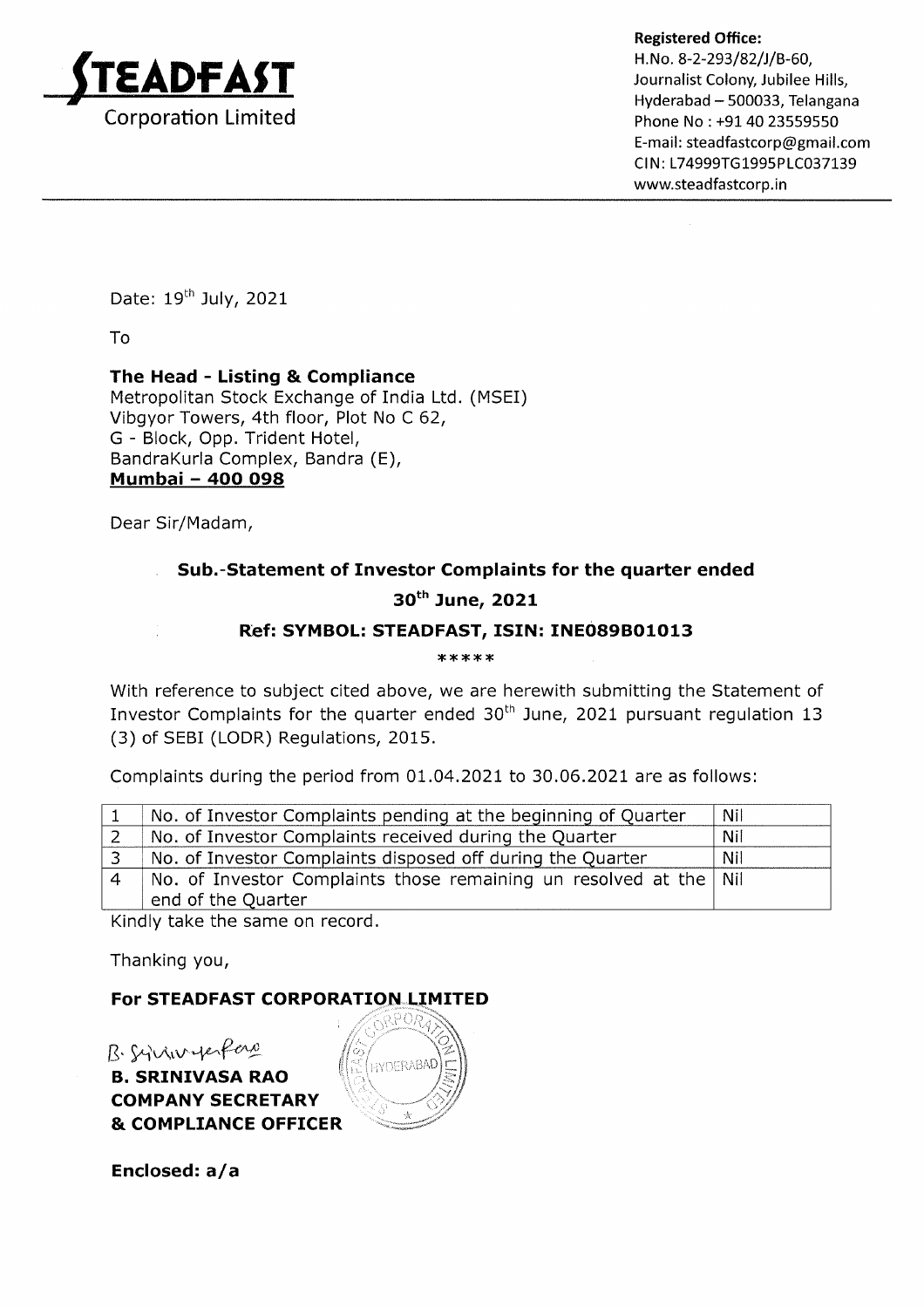**STEADFAST**
Corporation Limited

**Registered Office:**
H.No. 8-2-293/82/J/B-60,
Journalist Colony, Jubilee Hills,
Hyderabad – 500033, Telangana
Phone No : +91 40 23559550
E-mail: steadfastcorp@gmail.com
CIN: L74999TG1995PLC037139
www.steadfastcorp.in

Date: 19th July, 2021

To

**The Head - Listing & Compliance**
Metropolitan Stock Exchange of India Ltd. (MSEI)
Vibgyor Towers, 4th floor, Plot No C 62,
G - Block, Opp. Trident Hotel,
BandraKurla Complex, Bandra (E),
**Mumbai – 400 098**

Dear Sir/Madam,

**Sub.-Statement of Investor Complaints for the quarter ended 30th June, 2021**

**Ref: SYMBOL: STEADFAST, ISIN: INE089B01013**

*****

With reference to subject cited above, we are herewith submitting the Statement of Investor Complaints for the quarter ended 30th June, 2021 pursuant regulation 13 (3) of SEBI (LODR) Regulations, 2015.

Complaints during the period from 01.04.2021 to 30.06.2021 are as follows:

| | | |
|---|---|---|
| 1 | No. of Investor Complaints pending at the beginning of Quarter | Nil |
| 2 | No. of Investor Complaints received during the Quarter | Nil |
| 3 | No. of Investor Complaints disposed off during the Quarter | Nil |
| 4 | No. of Investor Complaints those remaining un resolved at the end of the Quarter | Nil |

Kindly take the same on record.

Thanking you,

**For STEADFAST CORPORATION LIMITED**

B. Srinivasa Rao

**B. SRINIVASA RAO**
**COMPANY SECRETARY**
**& COMPLIANCE OFFICER**

**Enclosed: a/a**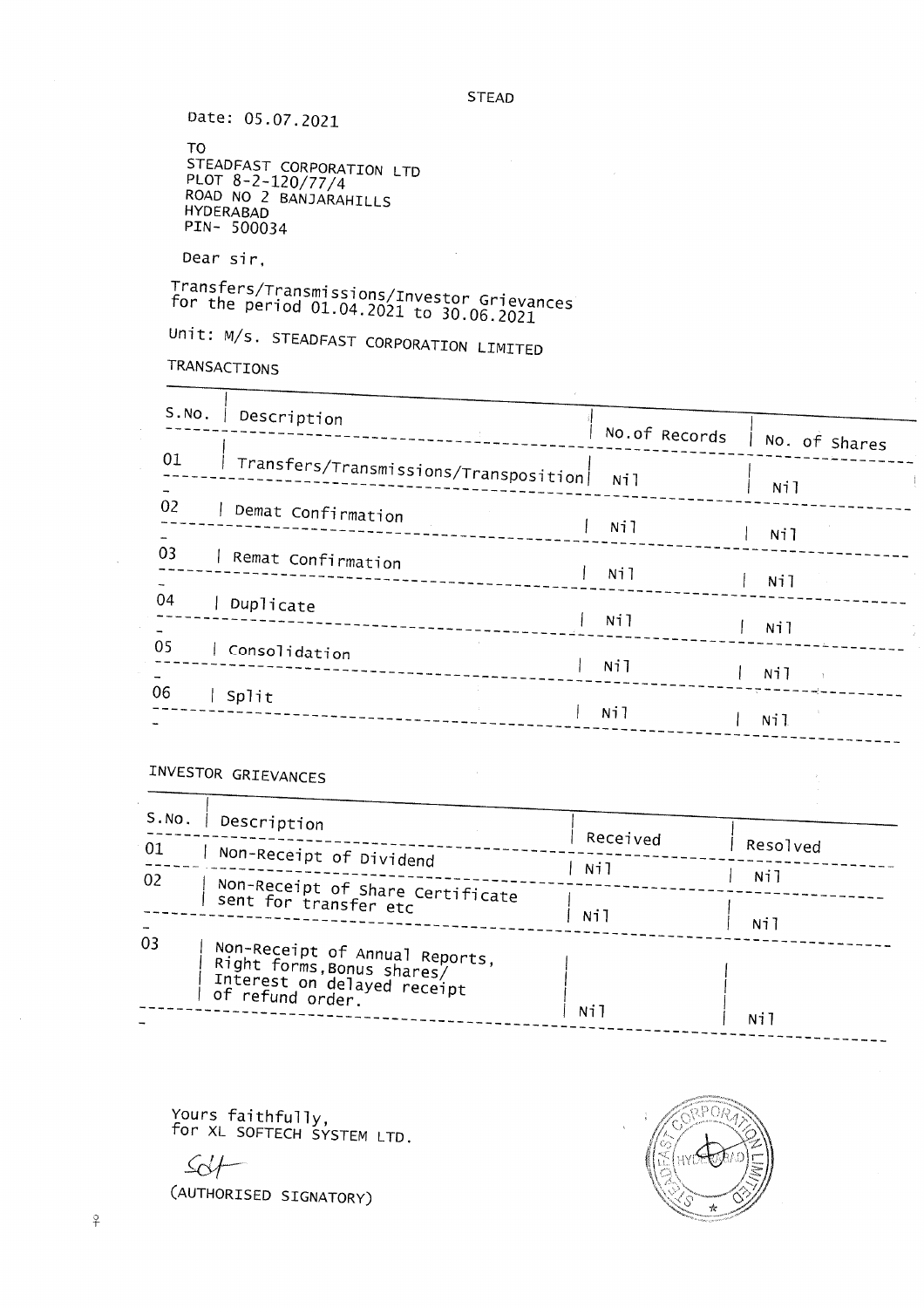STEAD

Date: 05.07.2021

TO
STEADFAST CORPORATION LTD
PLOT 8-2-120/77/4
ROAD NO 2 BANJARAHILLS
HYDERABAD
PIN- 500034

Dear sir,

Transfers/Transmissions/Investor Grievances
for the period 01.04.2021 to 30.06.2021

Unit: M/s. STEADFAST CORPORATION LIMITED

TRANSACTIONS

| S.No. | Description | No.of Records | No. of Shares |
|---|---|---|---|
| 01 | Transfers/Transmissions/Transposition | Nil | Nil |
| 02 | Demat Confirmation | Nil | Nil |
| 03 | Remat Confirmation | Nil | Nil |
| 04 | Duplicate | Nil | Nil |
| 05 | Consolidation | Nil | Nil |
| 06 | Split | Nil | Nil |

INVESTOR GRIEVANCES

| S.No. | Description | Received | Resolved |
|---|---|---|---|
| 01 | Non-Receipt of Dividend | Nil | Nil |
| 02 | Non-Receipt of Share Certificate sent for transfer etc | Nil | Nil |
| 03 | Non-Receipt of Annual Reports, Right forms, Bonus shares/ Interest on delayed receipt of refund order. | Nil | Nil |

Yours faithfully,
for XL SOFTECH SYSTEM LTD.

(AUTHORISED SIGNATORY)